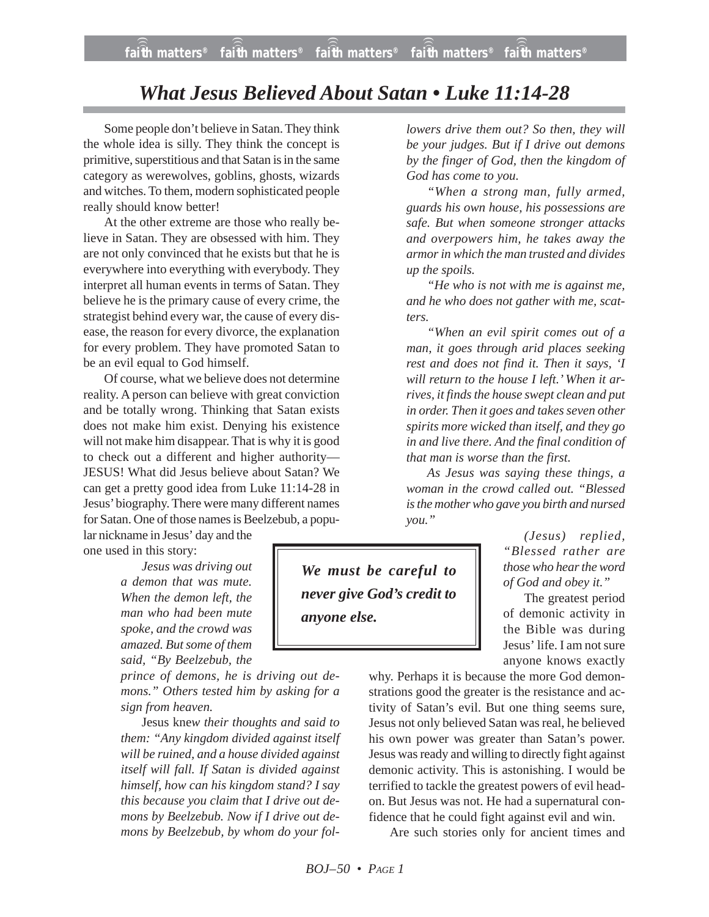# *What Jesus Believed About Satan • Luke 11:14-28*

Some people don't believe in Satan. They think the whole idea is silly. They think the concept is primitive, superstitious and that Satan is in the same category as werewolves, goblins, ghosts, wizards and witches. To them, modern sophisticated people really should know better!

At the other extreme are those who really believe in Satan. They are obsessed with him. They are not only convinced that he exists but that he is everywhere into everything with everybody. They interpret all human events in terms of Satan. They believe he is the primary cause of every crime, the strategist behind every war, the cause of every disease, the reason for every divorce, the explanation for every problem. They have promoted Satan to be an evil equal to God himself.

Of course, what we believe does not determine reality. A person can believe with great conviction and be totally wrong. Thinking that Satan exists does not make him exist. Denying his existence will not make him disappear. That is why it is good to check out a different and higher authority—JESUS! What did Jesus believe about Satan? We can get a pretty good idea from Luke 11:14-28 in Jesus' biography. There were many different names for Satan. One of those names is Beelzebub, a popular nickname in Jesus' day and the one used in this story:

> *Jesus was driving out a demon that was mute. When the demon left, the man who had been mute spoke, and the crowd was amazed. But some of them said, "By Beelzebub, the prince of demons, he is driving out demons." Others tested him by asking for a sign from heaven.*
>
> Jesus kn*ew their thoughts and said to them: "Any kingdom divided against itself will be ruined, and a house divided against itself will fall. If Satan is divided against himself, how can his kingdom stand? I say this because you claim that I drive out demons by Beelzebub. Now if I drive out demons by Beelzebub, by whom do your followers drive them out? So then, they will be your judges. But if I drive out demons by the finger of God, then the kingdom of God has come to you.*
>
> *"When a strong man, fully armed, guards his own house, his possessions are safe. But when someone stronger attacks and overpowers him, he takes away the armor in which the man trusted and divides up the spoils.*
>
> *"He who is not with me is against me, and he who does not gather with me, scatters.*
>
> *"When an evil spirit comes out of a man, it goes through arid places seeking rest and does not find it. Then it says, 'I will return to the house I left.' When it arrives, it finds the house swept clean and put in order. Then it goes and takes seven other spirits more wicked than itself, and they go in and live there. And the final condition of that man is worse than the first.*
>
> *As Jesus was saying these things, a woman in the crowd called out. "Blessed is the mother who gave you birth and nursed you."*
>
> *(Jesus) replied, "Blessed rather are those who hear the word of God and obey it."*

**_We must be careful to never give God's credit to anyone else._**

The greatest period of demonic activity in the Bible was during Jesus' life. I am not sure anyone knows exactly why. Perhaps it is because the more God demonstrations good the greater is the resistance and activity of Satan's evil. But one thing seems sure, Jesus not only believed Satan was real, he believed his own power was greater than Satan's power. Jesus was ready and willing to directly fight against demonic activity. This is astonishing. I would be terrified to tackle the greatest powers of evil head-on. But Jesus was not. He had a supernatural confidence that he could fight against evil and win.

Are such stories only for ancient times and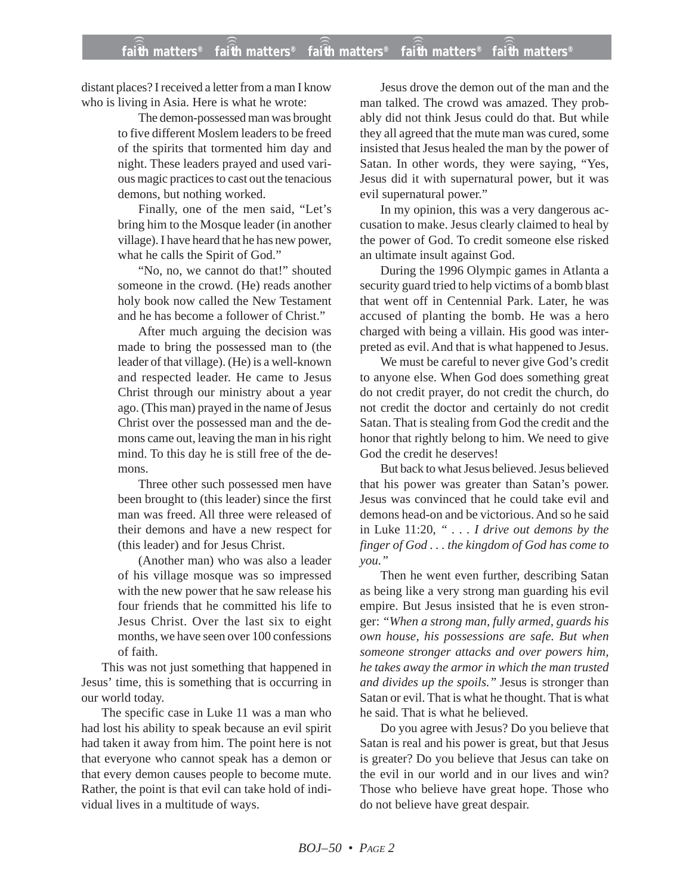distant places? I received a letter from a man I know who is living in Asia. Here is what he wrote:

> The demon-possessed man was brought to five different Moslem leaders to be freed of the spirits that tormented him day and night. These leaders prayed and used various magic practices to cast out the tenacious demons, but nothing worked.
>
> Finally, one of the men said, "Let's bring him to the Mosque leader (in another village). I have heard that he has new power, what he calls the Spirit of God."
>
> "No, no, we cannot do that!" shouted someone in the crowd. (He) reads another holy book now called the New Testament and he has become a follower of Christ."
>
> After much arguing the decision was made to bring the possessed man to (the leader of that village). (He) is a well-known and respected leader. He came to Jesus Christ through our ministry about a year ago. (This man) prayed in the name of Jesus Christ over the possessed man and the demons came out, leaving the man in his right mind. To this day he is still free of the demons.
>
> Three other such possessed men have been brought to (this leader) since the first man was freed. All three were released of their demons and have a new respect for (this leader) and for Jesus Christ.
>
> (Another man) who was also a leader of his village mosque was so impressed with the new power that he saw release his four friends that he committed his life to Jesus Christ. Over the last six to eight months, we have seen over 100 confessions of faith.

This was not just something that happened in Jesus' time, this is something that is occurring in our world today.

The specific case in Luke 11 was a man who had lost his ability to speak because an evil spirit had taken it away from him. The point here is not that everyone who cannot speak has a demon or that every demon causes people to become mute. Rather, the point is that evil can take hold of individual lives in a multitude of ways.

Jesus drove the demon out of the man and the man talked. The crowd was amazed. They probably did not think Jesus could do that. But while they all agreed that the mute man was cured, some insisted that Jesus healed the man by the power of Satan. In other words, they were saying, "Yes, Jesus did it with supernatural power, but it was evil supernatural power."

In my opinion, this was a very dangerous accusation to make. Jesus clearly claimed to heal by the power of God. To credit someone else risked an ultimate insult against God.

During the 1996 Olympic games in Atlanta a security guard tried to help victims of a bomb blast that went off in Centennial Park. Later, he was accused of planting the bomb. He was a hero charged with being a villain. His good was interpreted as evil. And that is what happened to Jesus.

We must be careful to never give God's credit to anyone else. When God does something great do not credit prayer, do not credit the church, do not credit the doctor and certainly do not credit Satan. That is stealing from God the credit and the honor that rightly belong to him. We need to give God the credit he deserves!

But back to what Jesus believed. Jesus believed that his power was greater than Satan's power. Jesus was convinced that he could take evil and demons head-on and be victorious. And so he said in Luke 11:20, *" . . . I drive out demons by the finger of God . . . the kingdom of God has come to you."*

Then he went even further, describing Satan as being like a very strong man guarding his evil empire. But Jesus insisted that he is even stronger: *"When a strong man, fully armed, guards his own house, his possessions are safe. But when someone stronger attacks and over powers him, he takes away the armor in which the man trusted and divides up the spoils."* Jesus is stronger than Satan or evil. That is what he thought. That is what he said. That is what he believed.

Do you agree with Jesus? Do you believe that Satan is real and his power is great, but that Jesus is greater? Do you believe that Jesus can take on the evil in our world and in our lives and win? Those who believe have great hope. Those who do not believe have great despair.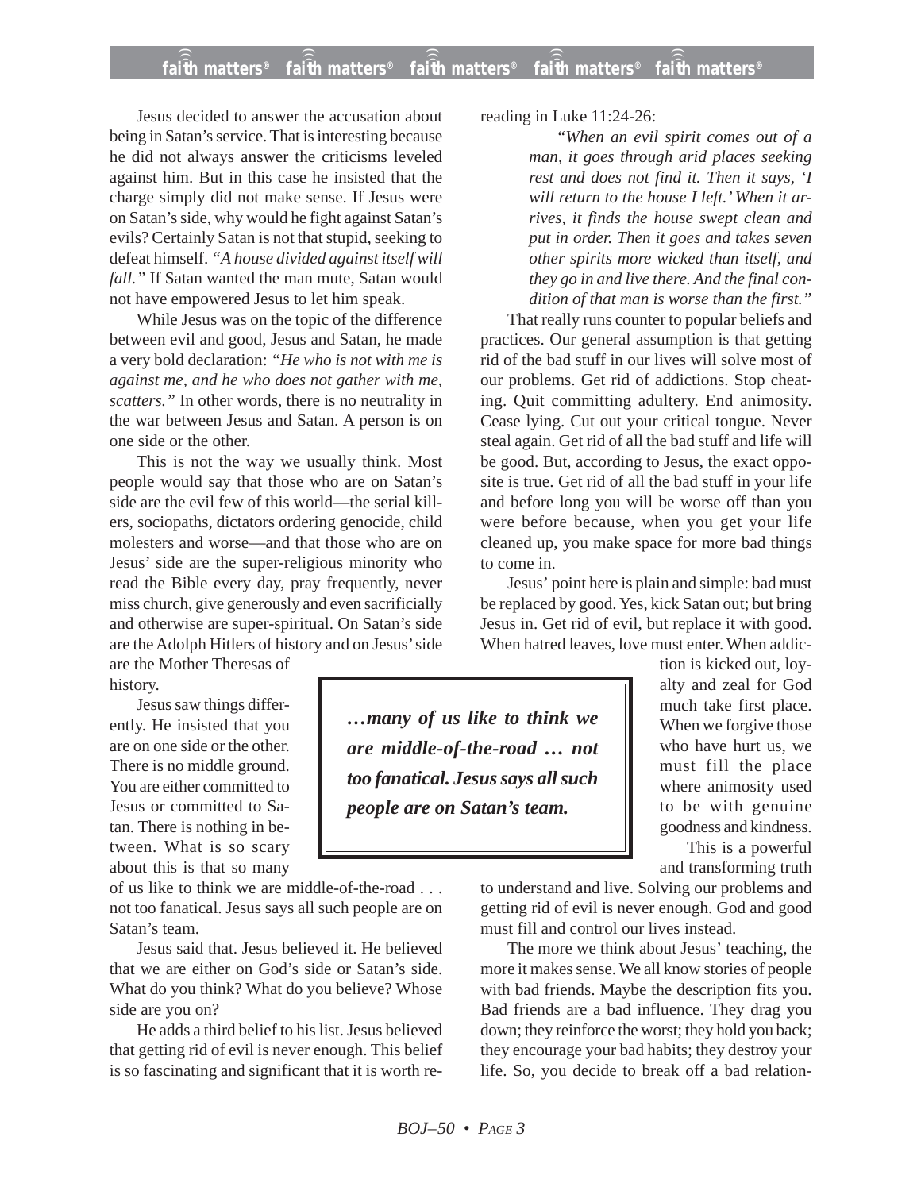Jesus decided to answer the accusation about being in Satan's service. That is interesting because he did not always answer the criticisms leveled against him. But in this case he insisted that the charge simply did not make sense. If Jesus were on Satan's side, why would he fight against Satan's evils? Certainly Satan is not that stupid, seeking to defeat himself. *"A house divided against itself will fall."* If Satan wanted the man mute, Satan would not have empowered Jesus to let him speak.

While Jesus was on the topic of the difference between evil and good, Jesus and Satan, he made a very bold declaration: *"He who is not with me is against me, and he who does not gather with me, scatters."* In other words, there is no neutrality in the war between Jesus and Satan. A person is on one side or the other.

This is not the way we usually think. Most people would say that those who are on Satan's side are the evil few of this world—the serial killers, sociopaths, dictators ordering genocide, child molesters and worse—and that those who are on Jesus' side are the super-religious minority who read the Bible every day, pray frequently, never miss church, give generously and even sacrificially and otherwise are super-spiritual. On Satan's side are the Adolph Hitlers of history and on Jesus' side are the Mother Theresas of history.

Jesus saw things differently. He insisted that you are on one side or the other. There is no middle ground. You are either committed to Jesus or committed to Satan. There is nothing in between. What is so scary about this is that so many of us like to think we are middle-of-the-road . . . not too fanatical. Jesus says all such people are on Satan's team.

> ***…many of us like to think we are middle-of-the-road … not too fanatical. Jesus says all such people are on Satan's team.***

Jesus said that. Jesus believed it. He believed that we are either on God's side or Satan's side. What do you think? What do you believe? Whose side are you on?

He adds a third belief to his list. Jesus believed that getting rid of evil is never enough. This belief is so fascinating and significant that it is worth rereading in Luke 11:24-26:

> *"When an evil spirit comes out of a man, it goes through arid places seeking rest and does not find it. Then it says, 'I will return to the house I left.' When it arrives, it finds the house swept clean and put in order. Then it goes and takes seven other spirits more wicked than itself, and they go in and live there. And the final condition of that man is worse than the first."*

That really runs counter to popular beliefs and practices. Our general assumption is that getting rid of the bad stuff in our lives will solve most of our problems. Get rid of addictions. Stop cheating. Quit committing adultery. End animosity. Cease lying. Cut out your critical tongue. Never steal again. Get rid of all the bad stuff and life will be good. But, according to Jesus, the exact opposite is true. Get rid of all the bad stuff in your life and before long you will be worse off than you were before because, when you get your life cleaned up, you make space for more bad things to come in.

Jesus' point here is plain and simple: bad must be replaced by good. Yes, kick Satan out; but bring Jesus in. Get rid of evil, but replace it with good. When hatred leaves, love must enter. When addiction is kicked out, loyalty and zeal for God much take first place. When we forgive those who have hurt us, we must fill the place where animosity used to be with genuine goodness and kindness.

This is a powerful and transforming truth to understand and live. Solving our problems and getting rid of evil is never enough. God and good must fill and control our lives instead.

The more we think about Jesus' teaching, the more it makes sense. We all know stories of people with bad friends. Maybe the description fits you. Bad friends are a bad influence. They drag you down; they reinforce the worst; they hold you back; they encourage your bad habits; they destroy your life. So, you decide to break off a bad relation-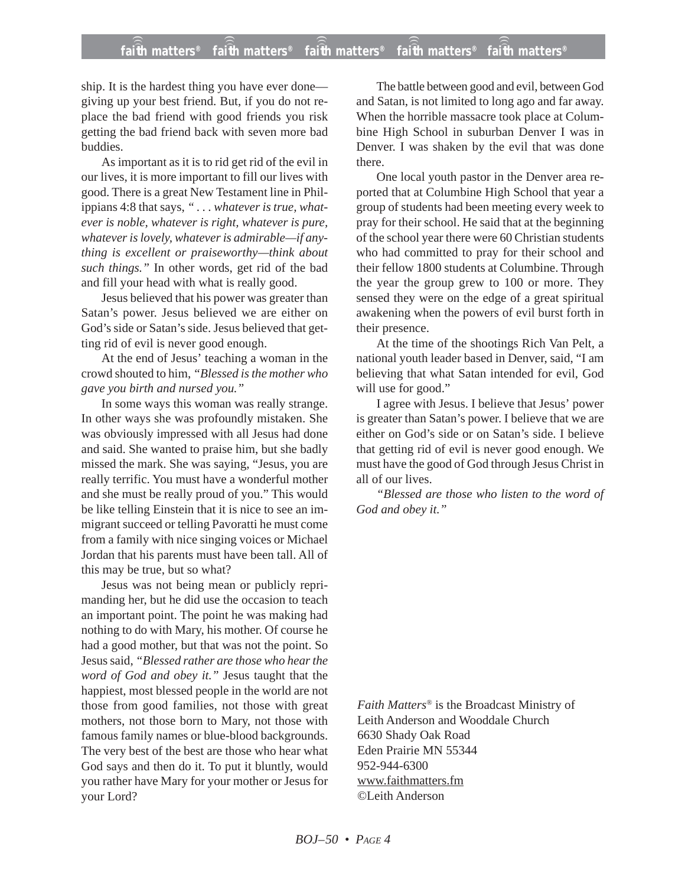ship. It is the hardest thing you have ever done—giving up your best friend. But, if you do not replace the bad friend with good friends you risk getting the bad friend back with seven more bad buddies.

As important as it is to rid get rid of the evil in our lives, it is more important to fill our lives with good. There is a great New Testament line in Philippians 4:8 that says, *" . . . whatever is true, whatever is noble, whatever is right, whatever is pure, whatever is lovely, whatever is admirable—if anything is excellent or praiseworthy—think about such things."* In other words, get rid of the bad and fill your head with what is really good.

Jesus believed that his power was greater than Satan's power. Jesus believed we are either on God's side or Satan's side. Jesus believed that getting rid of evil is never good enough.

At the end of Jesus' teaching a woman in the crowd shouted to him, *"Blessed is the mother who gave you birth and nursed you."*

In some ways this woman was really strange. In other ways she was profoundly mistaken. She was obviously impressed with all Jesus had done and said. She wanted to praise him, but she badly missed the mark. She was saying, "Jesus, you are really terrific. You must have a wonderful mother and she must be really proud of you." This would be like telling Einstein that it is nice to see an immigrant succeed or telling Pavoratti he must come from a family with nice singing voices or Michael Jordan that his parents must have been tall. All of this may be true, but so what?

Jesus was not being mean or publicly reprimanding her, but he did use the occasion to teach an important point. The point he was making had nothing to do with Mary, his mother. Of course he had a good mother, but that was not the point. So Jesus said, *"Blessed rather are those who hear the word of God and obey it."* Jesus taught that the happiest, most blessed people in the world are not those from good families, not those with great mothers, not those born to Mary, not those with famous family names or blue-blood backgrounds. The very best of the best are those who hear what God says and then do it. To put it bluntly, would you rather have Mary for your mother or Jesus for your Lord?

The battle between good and evil, between God and Satan, is not limited to long ago and far away. When the horrible massacre took place at Columbine High School in suburban Denver I was in Denver. I was shaken by the evil that was done there.

One local youth pastor in the Denver area reported that at Columbine High School that year a group of students had been meeting every week to pray for their school. He said that at the beginning of the school year there were 60 Christian students who had committed to pray for their school and their fellow 1800 students at Columbine. Through the year the group grew to 100 or more. They sensed they were on the edge of a great spiritual awakening when the powers of evil burst forth in their presence.

At the time of the shootings Rich Van Pelt, a national youth leader based in Denver, said, "I am believing that what Satan intended for evil, God will use for good."

I agree with Jesus. I believe that Jesus' power is greater than Satan's power. I believe that we are either on God's side or on Satan's side. I believe that getting rid of evil is never good enough. We must have the good of God through Jesus Christ in all of our lives.

*"Blessed are those who listen to the word of God and obey it."*

*Faith Matters*® is the Broadcast Ministry of
Leith Anderson and Wooddale Church
6630 Shady Oak Road
Eden Prairie MN 55344
952-944-6300
www.faithmatters.fm
©Leith Anderson